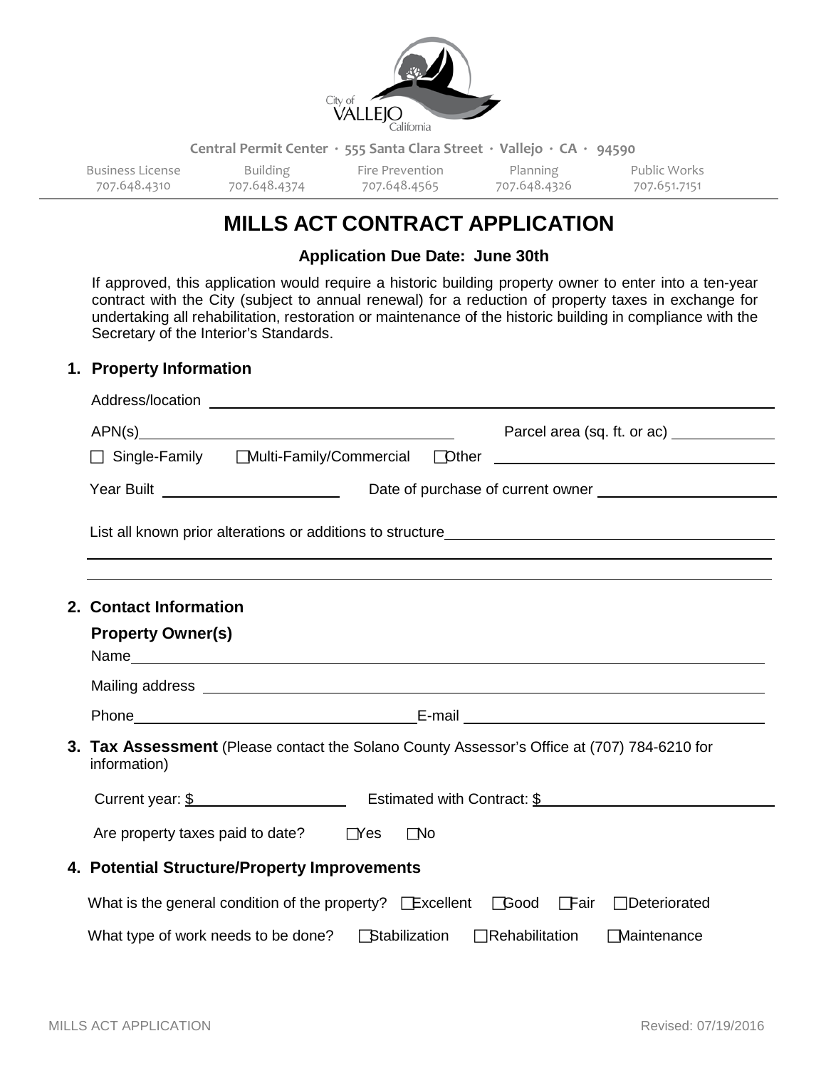City of VALLEJO California

Central Permit Center · 555 Santa Clara Street · Vallejo · CA · 94590

| Business License | Building | Fire Prevention | Planning | Public Works |
| --- | --- | --- | --- | --- |
| 707.648.4310 | 707.648.4374 | 707.648.4565 | 707.648.4326 | 707.651.7151 |

# MILLS ACT CONTRACT APPLICATION

**Application Due Date: June 30th**

If approved, this application would require a historic building property owner to enter into a ten-year contract with the City (subject to annual renewal) for a reduction of property taxes in exchange for undertaking all rehabilitation, restoration or maintenance of the historic building in compliance with the Secretary of the Interior's Standards.

## 1. Property Information

Address/location ______________________________

APN(s) ______________________ Parcel area (sq. ft. or ac) ____________

☐ Single-Family ☐ Multi-Family/Commercial ☐ Other ______________________

Year Built ______________ Date of purchase of current owner ______________

List all known prior alterations or additions to structure ______________________________

______________________________________________________________

______________________________________________________________

## 2. Contact Information

**Property Owner(s)**

Name ______________________________

Mailing address ______________________________

Phone ______________________ E-mail ______________________

## 3. Tax Assessment (Please contact the Solano County Assessor's Office at (707) 784-6210 for information)

Current year: $ ______________ Estimated with Contract: $ ______________

Are property taxes paid to date? ☐ Yes ☐ No

## 4. Potential Structure/Property Improvements

What is the general condition of the property? ☐ Excellent ☐ Good ☐ Fair ☐ Deteriorated

What type of work needs to be done? ☐ Stabilization ☐ Rehabilitation ☐ Maintenance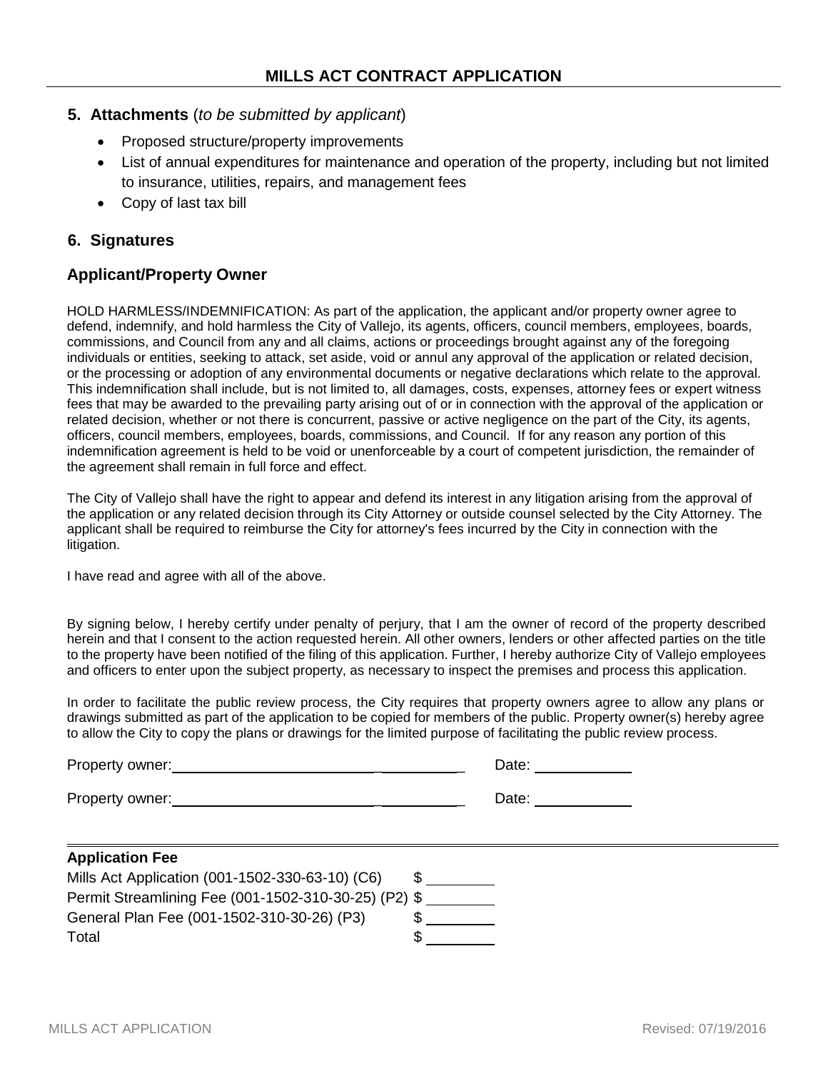## 5. Attachments (*to be submitted by applicant*)

- Proposed structure/property improvements
- List of annual expenditures for maintenance and operation of the property, including but not limited to insurance, utilities, repairs, and management fees
- Copy of last tax bill

## 6. Signatures

### Applicant/Property Owner

HOLD HARMLESS/INDEMNIFICATION: As part of the application, the applicant and/or property owner agree to defend, indemnify, and hold harmless the City of Vallejo, its agents, officers, council members, employees, boards, commissions, and Council from any and all claims, actions or proceedings brought against any of the foregoing individuals or entities, seeking to attack, set aside, void or annul any approval of the application or related decision, or the processing or adoption of any environmental documents or negative declarations which relate to the approval. This indemnification shall include, but is not limited to, all damages, costs, expenses, attorney fees or expert witness fees that may be awarded to the prevailing party arising out of or in connection with the approval of the application or related decision, whether or not there is concurrent, passive or active negligence on the part of the City, its agents, officers, council members, employees, boards, commissions, and Council. If for any reason any portion of this indemnification agreement is held to be void or unenforceable by a court of competent jurisdiction, the remainder of the agreement shall remain in full force and effect.

The City of Vallejo shall have the right to appear and defend its interest in any litigation arising from the approval of the application or any related decision through its City Attorney or outside counsel selected by the City Attorney. The applicant shall be required to reimburse the City for attorney's fees incurred by the City in connection with the litigation.

I have read and agree with all of the above.

By signing below, I hereby certify under penalty of perjury, that I am the owner of record of the property described herein and that I consent to the action requested herein. All other owners, lenders or other affected parties on the title to the property have been notified of the filing of this application. Further, I hereby authorize City of Vallejo employees and officers to enter upon the subject property, as necessary to inspect the premises and process this application.

In order to facilitate the public review process, the City requires that property owners agree to allow any plans or drawings submitted as part of the application to be copied for members of the public. Property owner(s) hereby agree to allow the City to copy the plans or drawings for the limited purpose of facilitating the public review process.

Property owner: ______________________________ Date: __________

Property owner: ______________________________ Date: __________

**Application Fee**

Mills Act Application (001-1502-330-63-10) (C6) $ ________

Permit Streamlining Fee (001-1502-310-30-25) (P2) $ ________

General Plan Fee (001-1502-310-30-26) (P3) $ ________

Total $ ________